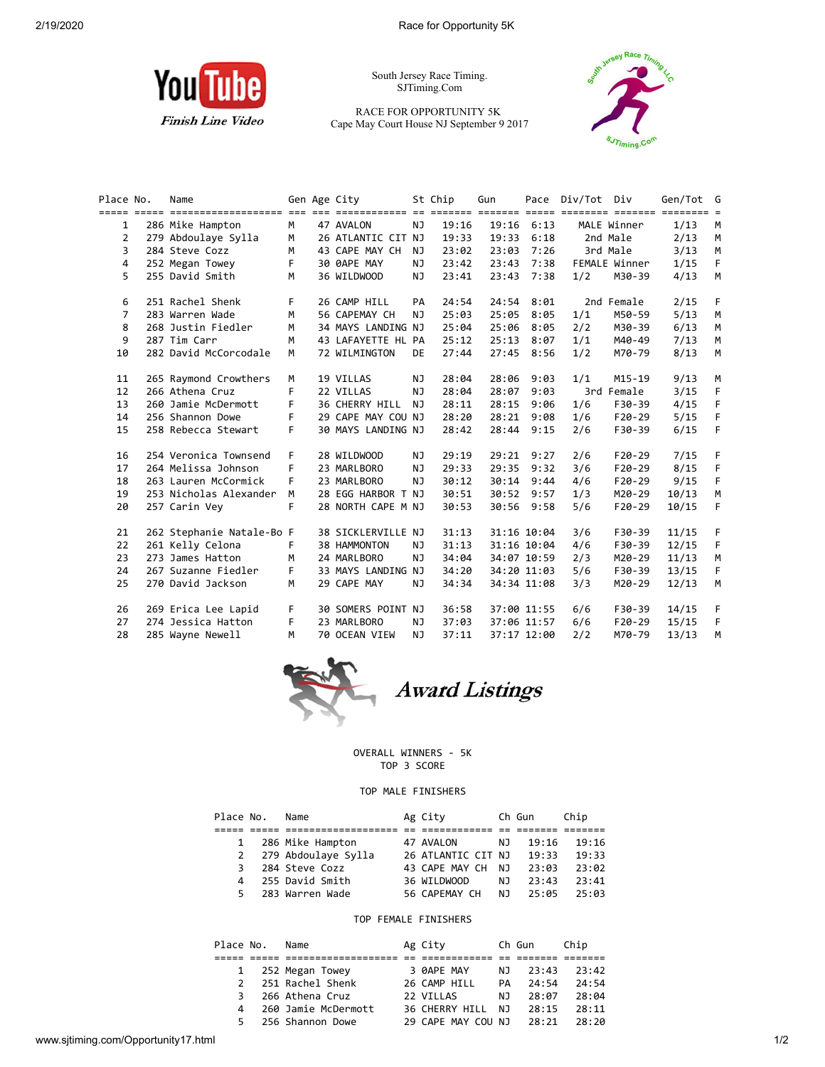South Jersey Race Timing.
SJTiming.Com

RACE FOR OPPORTUNITY 5K
Cape May Court House NJ September 9 2017

Finish Line Video

| Place | No. | Name | Gen | Age | City | St | Chip | Gun | Pace | Div/Tot | Div | Gen/Tot | G |
|---|---|---|---|---|---|---|---|---|---|---|---|---|---|
| 1 | 286 | Mike Hampton | M | 47 | AVALON | NJ | 19:16 | 19:16 | 6:13 | MALE | Winner | 1/13 | M |
| 2 | 279 | Abdoulaye Sylla | M | 26 | ATLANTIC CIT | NJ | 19:33 | 19:33 | 6:18 | 2nd | Male | 2/13 | M |
| 3 | 284 | Steve Cozz | M | 43 | CAPE MAY CH | NJ | 23:02 | 23:03 | 7:26 | 3rd | Male | 3/13 | M |
| 4 | 252 | Megan Towey | F | 30 | 0APE MAY | NJ | 23:42 | 23:43 | 7:38 | FEMALE | Winner | 1/15 | F |
| 5 | 255 | David Smith | M | 36 | WILDWOOD | NJ | 23:41 | 23:43 | 7:38 | 1/2 | M30-39 | 4/13 | M |
| 6 | 251 | Rachel Shenk | F | 26 | CAMP HILL | PA | 24:54 | 24:54 | 8:01 | 2nd | Female | 2/15 | F |
| 7 | 283 | Warren Wade | M | 56 | CAPEMAY CH | NJ | 25:03 | 25:05 | 8:05 | 1/1 | M50-59 | 5/13 | M |
| 8 | 268 | Justin Fiedler | M | 34 | MAYS LANDING | NJ | 25:04 | 25:06 | 8:05 | 2/2 | M30-39 | 6/13 | M |
| 9 | 287 | Tim Carr | M | 43 | LAFAYETTE HL | PA | 25:12 | 25:13 | 8:07 | 1/1 | M40-49 | 7/13 | M |
| 10 | 282 | David McCorcodale | M | 72 | WILMINGTON | DE | 27:44 | 27:45 | 8:56 | 1/2 | M70-79 | 8/13 | M |
| 11 | 265 | Raymond Crowthers | M | 19 | VILLAS | NJ | 28:04 | 28:06 | 9:03 | 1/1 | M15-19 | 9/13 | M |
| 12 | 266 | Athena Cruz | F | 22 | VILLAS | NJ | 28:04 | 28:07 | 9:03 | 3rd | Female | 3/15 | F |
| 13 | 260 | Jamie McDermott | F | 36 | CHERRY HILL | NJ | 28:11 | 28:15 | 9:06 | 1/6 | F30-39 | 4/15 | F |
| 14 | 256 | Shannon Dowe | F | 29 | CAPE MAY COU | NJ | 28:20 | 28:21 | 9:08 | 1/6 | F20-29 | 5/15 | F |
| 15 | 258 | Rebecca Stewart | F | 30 | MAYS LANDING | NJ | 28:42 | 28:44 | 9:15 | 2/6 | F30-39 | 6/15 | F |
| 16 | 254 | Veronica Townsend | F | 28 | WILDWOOD | NJ | 29:19 | 29:21 | 9:27 | 2/6 | F20-29 | 7/15 | F |
| 17 | 264 | Melissa Johnson | F | 23 | MARLBORO | NJ | 29:33 | 29:35 | 9:32 | 3/6 | F20-29 | 8/15 | F |
| 18 | 263 | Lauren McCormick | F | 23 | MARLBORO | NJ | 30:12 | 30:14 | 9:44 | 4/6 | F20-29 | 9/15 | F |
| 19 | 253 | Nicholas Alexander | M | 28 | EGG HARBOR T | NJ | 30:51 | 30:52 | 9:57 | 1/3 | M20-29 | 10/13 | M |
| 20 | 257 | Carin Vey | F | 28 | NORTH CAPE M | NJ | 30:53 | 30:56 | 9:58 | 5/6 | F20-29 | 10/15 | F |
| 21 | 262 | Stephanie Natale-Bo | F | 38 | SICKLERVILLE | NJ | 31:13 | 31:16 | 10:04 | 3/6 | F30-39 | 11/15 | F |
| 22 | 261 | Kelly Celona | F | 38 | HAMMONTON | NJ | 31:13 | 31:16 | 10:04 | 4/6 | F30-39 | 12/15 | F |
| 23 | 273 | James Hatton | M | 24 | MARLBORO | NJ | 34:04 | 34:07 | 10:59 | 2/3 | M20-29 | 11/13 | M |
| 24 | 267 | Suzanne Fiedler | F | 33 | MAYS LANDING | NJ | 34:20 | 34:20 | 11:03 | 5/6 | F30-39 | 13/15 | F |
| 25 | 270 | David Jackson | M | 29 | CAPE MAY | NJ | 34:34 | 34:34 | 11:08 | 3/3 | M20-29 | 12/13 | M |
| 26 | 269 | Erica Lee Lapid | F | 30 | SOMERS POINT | NJ | 36:58 | 37:00 | 11:55 | 6/6 | F30-39 | 14/15 | F |
| 27 | 274 | Jessica Hatton | F | 23 | MARLBORO | NJ | 37:03 | 37:06 | 11:57 | 6/6 | F20-29 | 15/15 | F |
| 28 | 285 | Wayne Newell | M | 70 | OCEAN VIEW | NJ | 37:11 | 37:17 | 12:00 | 2/2 | M70-79 | 13/13 | M |

## Award Listings

OVERALL WINNERS - 5K
TOP 3 SCORE

### TOP MALE FINISHERS

| Place | No. | Name | Ag | City | Ch | Gun | Chip |
|---|---|---|---|---|---|---|---|
| 1 | 286 | Mike Hampton | 47 | AVALON | NJ | 19:16 | 19:16 |
| 2 | 279 | Abdoulaye Sylla | 26 | ATLANTIC CIT | NJ | 19:33 | 19:33 |
| 3 | 284 | Steve Cozz | 43 | CAPE MAY CH | NJ | 23:03 | 23:02 |
| 4 | 255 | David Smith | 36 | WILDWOOD | NJ | 23:43 | 23:41 |
| 5 | 283 | Warren Wade | 56 | CAPEMAY CH | NJ | 25:05 | 25:03 |

### TOP FEMALE FINISHERS

| Place | No. | Name | Ag | City | Ch | Gun | Chip |
|---|---|---|---|---|---|---|---|
| 1 | 252 | Megan Towey | 3 | 0APE MAY | NJ | 23:43 | 23:42 |
| 2 | 251 | Rachel Shenk | 26 | CAMP HILL | PA | 24:54 | 24:54 |
| 3 | 266 | Athena Cruz | 22 | VILLAS | NJ | 28:07 | 28:04 |
| 4 | 260 | Jamie McDermott | 36 | CHERRY HILL | NJ | 28:15 | 28:11 |
| 5 | 256 | Shannon Dowe | 29 | CAPE MAY COU | NJ | 28:21 | 28:20 |